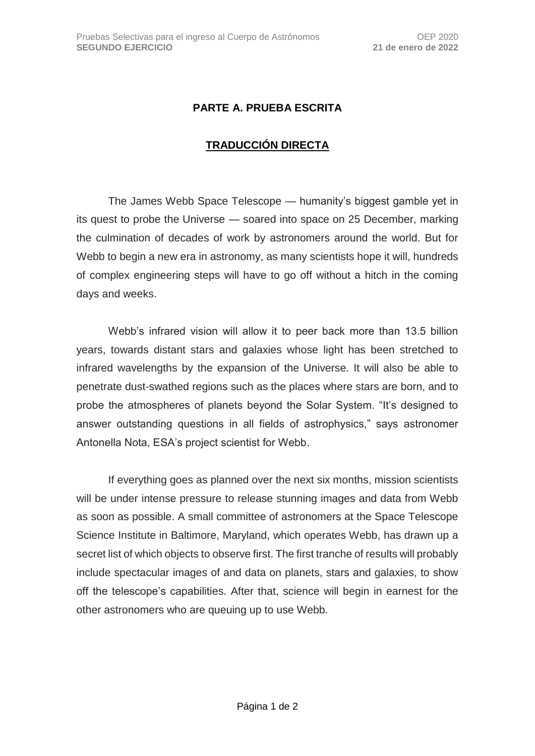## PARTE A. PRUEBA ESCRITA

## TRADUCCIÓN DIRECTA

The James Webb Space Telescope — humanity's biggest gamble yet in its quest to probe the Universe — soared into space on 25 December, marking the culmination of decades of work by astronomers around the world. But for Webb to begin a new era in astronomy, as many scientists hope it will, hundreds of complex engineering steps will have to go off without a hitch in the coming days and weeks.

Webb's infrared vision will allow it to peer back more than 13.5 billion years, towards distant stars and galaxies whose light has been stretched to infrared wavelengths by the expansion of the Universe. It will also be able to penetrate dust-swathed regions such as the places where stars are born, and to probe the atmospheres of planets beyond the Solar System. "It's designed to answer outstanding questions in all fields of astrophysics," says astronomer Antonella Nota, ESA's project scientist for Webb.

If everything goes as planned over the next six months, mission scientists will be under intense pressure to release stunning images and data from Webb as soon as possible. A small committee of astronomers at the Space Telescope Science Institute in Baltimore, Maryland, which operates Webb, has drawn up a secret list of which objects to observe first. The first tranche of results will probably include spectacular images of and data on planets, stars and galaxies, to show off the telescope's capabilities. After that, science will begin in earnest for the other astronomers who are queuing up to use Webb.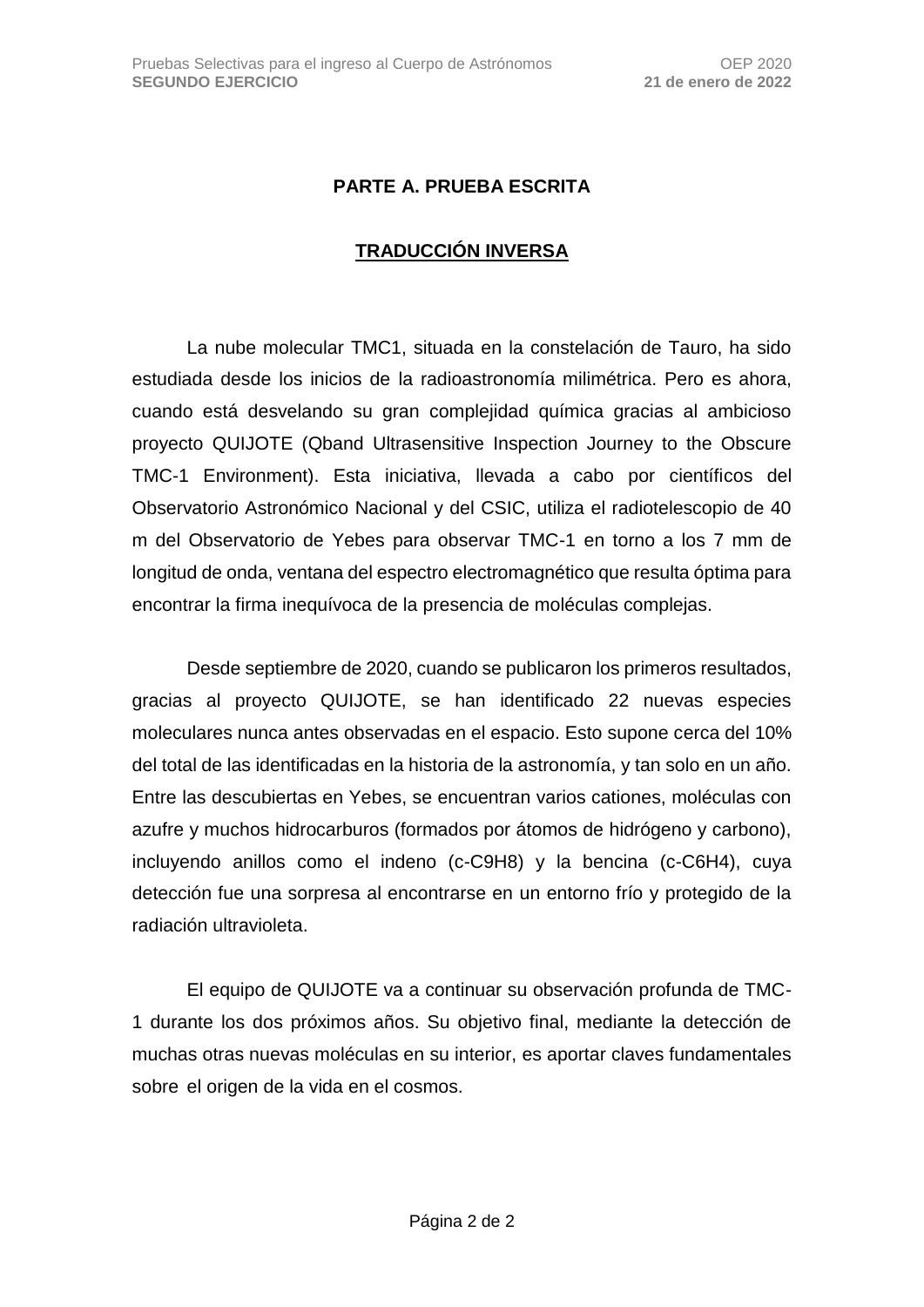## PARTE A. PRUEBA ESCRITA

## TRADUCCIÓN INVERSA

La nube molecular TMC1, situada en la constelación de Tauro, ha sido estudiada desde los inicios de la radioastronomía milimétrica. Pero es ahora, cuando está desvelando su gran complejidad química gracias al ambicioso proyecto QUIJOTE (Qband Ultrasensitive Inspection Journey to the Obscure TMC-1 Environment). Esta iniciativa, llevada a cabo por científicos del Observatorio Astronómico Nacional y del CSIC, utiliza el radiotelescopio de 40 m del Observatorio de Yebes para observar TMC-1 en torno a los 7 mm de longitud de onda, ventana del espectro electromagnético que resulta óptima para encontrar la firma inequívoca de la presencia de moléculas complejas.

Desde septiembre de 2020, cuando se publicaron los primeros resultados, gracias al proyecto QUIJOTE, se han identificado 22 nuevas especies moleculares nunca antes observadas en el espacio. Esto supone cerca del 10% del total de las identificadas en la historia de la astronomía, y tan solo en un año. Entre las descubiertas en Yebes, se encuentran varios cationes, moléculas con azufre y muchos hidrocarburos (formados por átomos de hidrógeno y carbono), incluyendo anillos como el indeno ($c\text{-}C_9H_8$) y la bencina ($c\text{-}C_6H_4$), cuya detección fue una sorpresa al encontrarse en un entorno frío y protegido de la radiación ultravioleta.

El equipo de QUIJOTE va a continuar su observación profunda de TMC-1 durante los dos próximos años. Su objetivo final, mediante la detección de muchas otras nuevas moléculas en su interior, es aportar claves fundamentales sobre el origen de la vida en el cosmos.